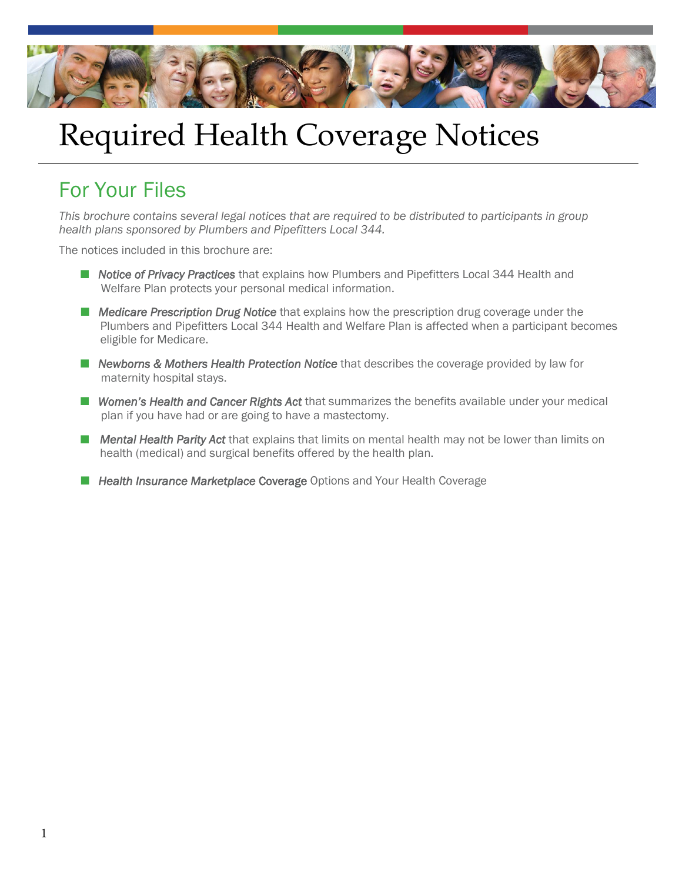# Required Health Coverage Notices

## For Your Files

*This brochure contains several legal notices that are required to be distributed to participants in group health plans sponsored by Plumbers and Pipefitters Local 344.*

The notices included in this brochure are:

- ***Notice of Privacy Practices*** that explains how Plumbers and Pipefitters Local 344 Health and Welfare Plan protects your personal medical information.
- ***Medicare Prescription Drug Notice*** that explains how the prescription drug coverage under the Plumbers and Pipefitters Local 344 Health and Welfare Plan is affected when a participant becomes eligible for Medicare.
- ***Newborns & Mothers Health Protection Notice*** that describes the coverage provided by law for maternity hospital stays.
- ***Women's Health and Cancer Rights Act*** that summarizes the benefits available under your medical plan if you have had or are going to have a mastectomy.
- ***Mental Health Parity Act*** that explains that limits on mental health may not be lower than limits on health (medical) and surgical benefits offered by the health plan.
- ***Health Insurance Marketplace* Coverage** Options and Your Health Coverage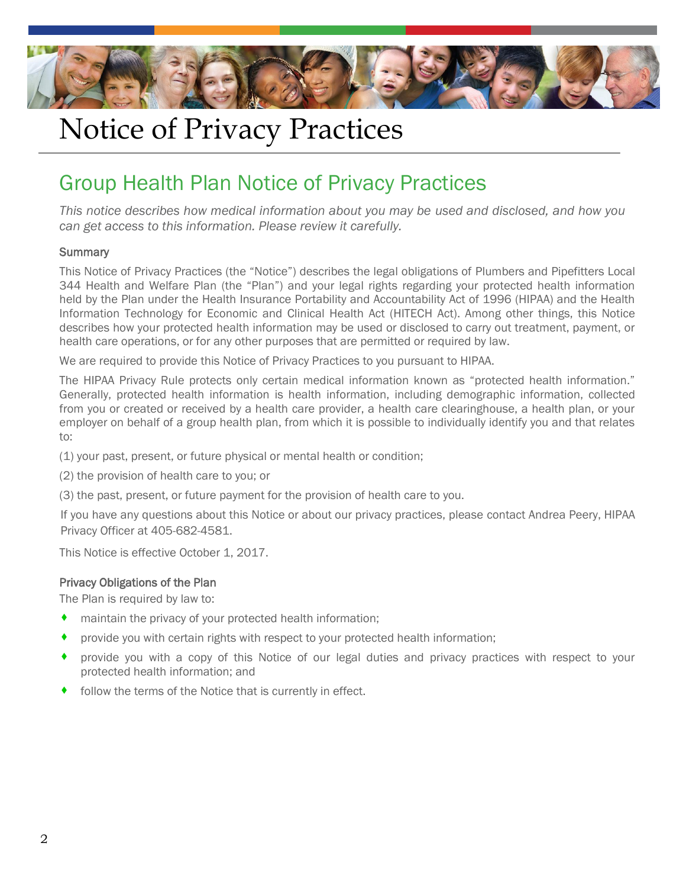# Notice of Privacy Practices

## Group Health Plan Notice of Privacy Practices

*This notice describes how medical information about you may be used and disclosed, and how you can get access to this information. Please review it carefully.*

### Summary

This Notice of Privacy Practices (the "Notice") describes the legal obligations of Plumbers and Pipefitters Local 344 Health and Welfare Plan (the "Plan") and your legal rights regarding your protected health information held by the Plan under the Health Insurance Portability and Accountability Act of 1996 (HIPAA) and the Health Information Technology for Economic and Clinical Health Act (HITECH Act). Among other things, this Notice describes how your protected health information may be used or disclosed to carry out treatment, payment, or health care operations, or for any other purposes that are permitted or required by law.

We are required to provide this Notice of Privacy Practices to you pursuant to HIPAA.

The HIPAA Privacy Rule protects only certain medical information known as "protected health information." Generally, protected health information is health information, including demographic information, collected from you or created or received by a health care provider, a health care clearinghouse, a health plan, or your employer on behalf of a group health plan, from which it is possible to individually identify you and that relates to:

(1) your past, present, or future physical or mental health or condition;

(2) the provision of health care to you; or

(3) the past, present, or future payment for the provision of health care to you.

If you have any questions about this Notice or about our privacy practices, please contact Andrea Peery, HIPAA Privacy Officer at 405-682-4581.

This Notice is effective October 1, 2017.

### Privacy Obligations of the Plan

The Plan is required by law to:

- maintain the privacy of your protected health information;
- provide you with certain rights with respect to your protected health information;
- provide you with a copy of this Notice of our legal duties and privacy practices with respect to your protected health information; and
- follow the terms of the Notice that is currently in effect.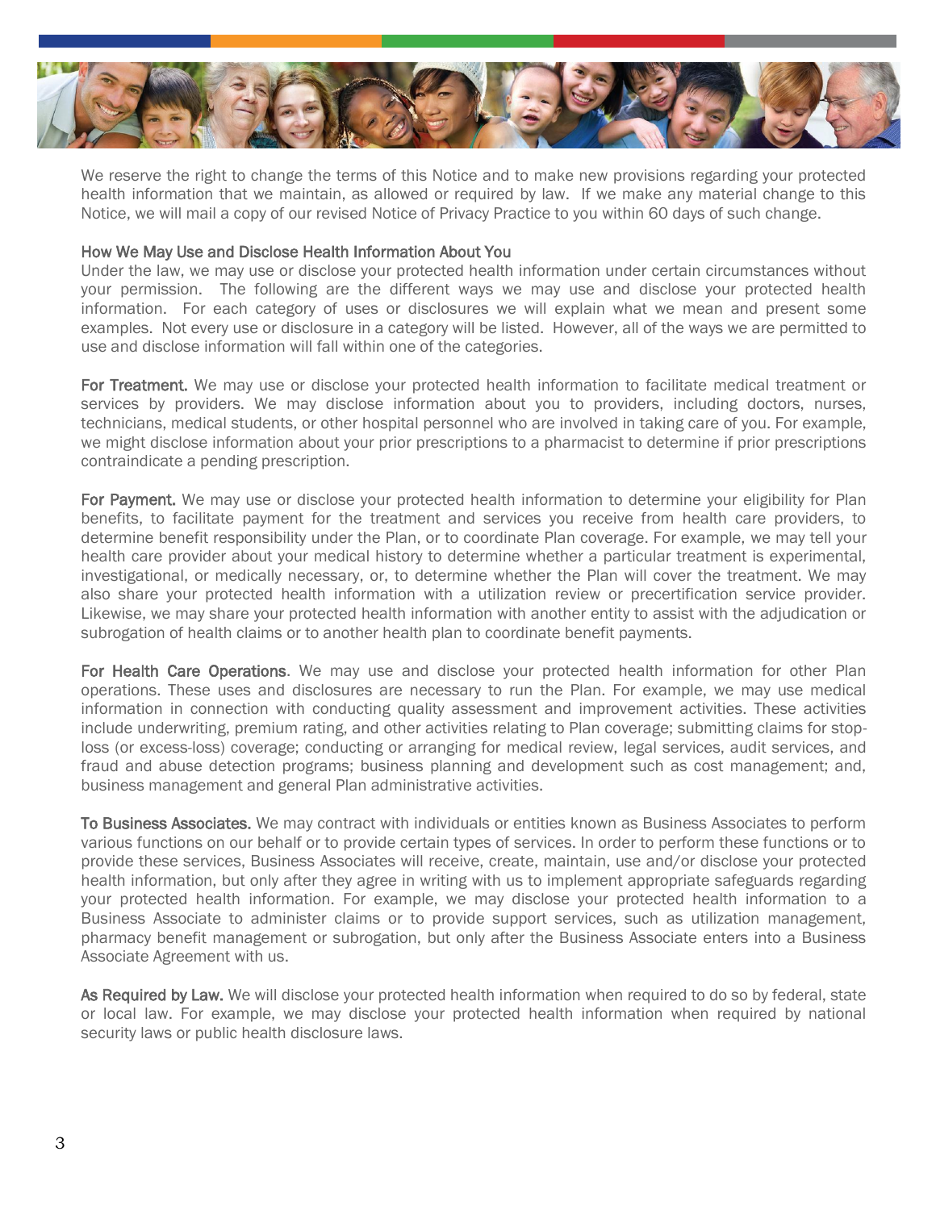We reserve the right to change the terms of this Notice and to make new provisions regarding your protected health information that we maintain, as allowed or required by law. If we make any material change to this Notice, we will mail a copy of our revised Notice of Privacy Practice to you within 60 days of such change.

## How We May Use and Disclose Health Information About You

Under the law, we may use or disclose your protected health information under certain circumstances without your permission. The following are the different ways we may use and disclose your protected health information. For each category of uses or disclosures we will explain what we mean and present some examples. Not every use or disclosure in a category will be listed. However, all of the ways we are permitted to use and disclose information will fall within one of the categories.

**For Treatment.** We may use or disclose your protected health information to facilitate medical treatment or services by providers. We may disclose information about you to providers, including doctors, nurses, technicians, medical students, or other hospital personnel who are involved in taking care of you. For example, we might disclose information about your prior prescriptions to a pharmacist to determine if prior prescriptions contraindicate a pending prescription.

**For Payment.** We may use or disclose your protected health information to determine your eligibility for Plan benefits, to facilitate payment for the treatment and services you receive from health care providers, to determine benefit responsibility under the Plan, or to coordinate Plan coverage. For example, we may tell your health care provider about your medical history to determine whether a particular treatment is experimental, investigational, or medically necessary, or, to determine whether the Plan will cover the treatment. We may also share your protected health information with a utilization review or precertification service provider. Likewise, we may share your protected health information with another entity to assist with the adjudication or subrogation of health claims or to another health plan to coordinate benefit payments.

**For Health Care Operations**. We may use and disclose your protected health information for other Plan operations. These uses and disclosures are necessary to run the Plan. For example, we may use medical information in connection with conducting quality assessment and improvement activities. These activities include underwriting, premium rating, and other activities relating to Plan coverage; submitting claims for stop-loss (or excess-loss) coverage; conducting or arranging for medical review, legal services, audit services, and fraud and abuse detection programs; business planning and development such as cost management; and, business management and general Plan administrative activities.

**To Business Associates.** We may contract with individuals or entities known as Business Associates to perform various functions on our behalf or to provide certain types of services. In order to perform these functions or to provide these services, Business Associates will receive, create, maintain, use and/or disclose your protected health information, but only after they agree in writing with us to implement appropriate safeguards regarding your protected health information. For example, we may disclose your protected health information to a Business Associate to administer claims or to provide support services, such as utilization management, pharmacy benefit management or subrogation, but only after the Business Associate enters into a Business Associate Agreement with us.

**As Required by Law.** We will disclose your protected health information when required to do so by federal, state or local law. For example, we may disclose your protected health information when required by national security laws or public health disclosure laws.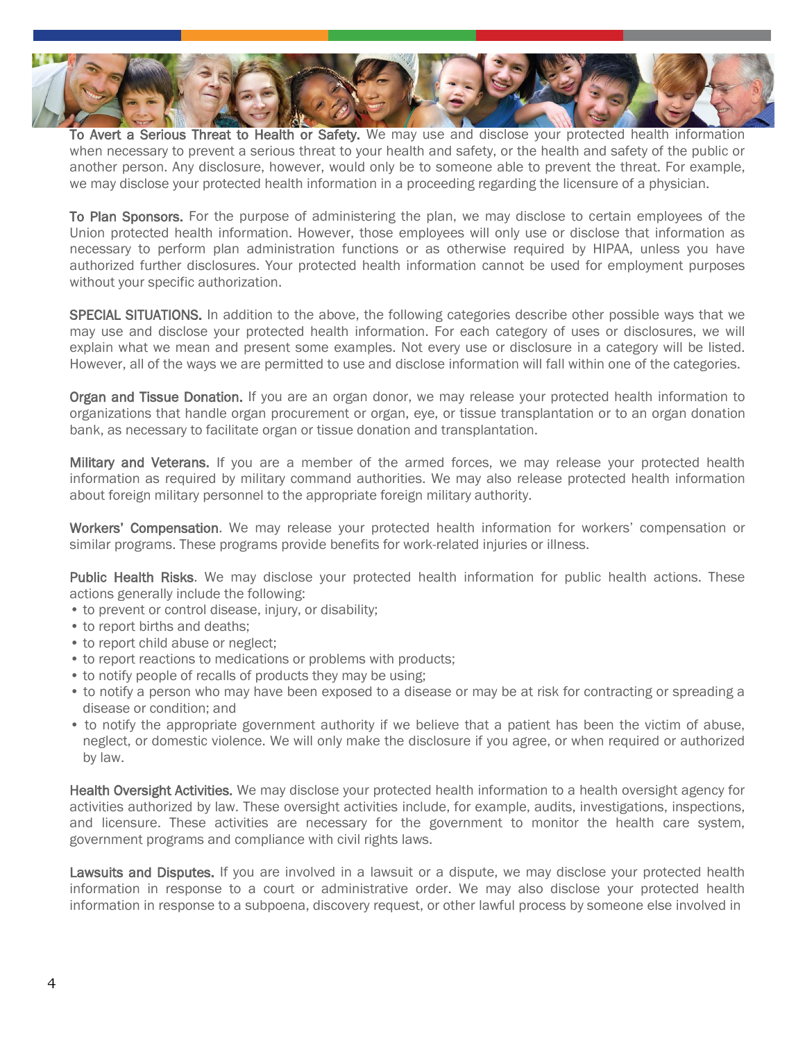**To Avert a Serious Threat to Health or Safety.** We may use and disclose your protected health information when necessary to prevent a serious threat to your health and safety, or the health and safety of the public or another person. Any disclosure, however, would only be to someone able to prevent the threat. For example, we may disclose your protected health information in a proceeding regarding the licensure of a physician.

**To Plan Sponsors.** For the purpose of administering the plan, we may disclose to certain employees of the Union protected health information. However, those employees will only use or disclose that information as necessary to perform plan administration functions or as otherwise required by HIPAA, unless you have authorized further disclosures. Your protected health information cannot be used for employment purposes without your specific authorization.

**SPECIAL SITUATIONS.** In addition to the above, the following categories describe other possible ways that we may use and disclose your protected health information. For each category of uses or disclosures, we will explain what we mean and present some examples. Not every use or disclosure in a category will be listed. However, all of the ways we are permitted to use and disclose information will fall within one of the categories.

**Organ and Tissue Donation.** If you are an organ donor, we may release your protected health information to organizations that handle organ procurement or organ, eye, or tissue transplantation or to an organ donation bank, as necessary to facilitate organ or tissue donation and transplantation.

**Military and Veterans.** If you are a member of the armed forces, we may release your protected health information as required by military command authorities. We may also release protected health information about foreign military personnel to the appropriate foreign military authority.

**Workers' Compensation**. We may release your protected health information for workers' compensation or similar programs. These programs provide benefits for work-related injuries or illness.

**Public Health Risks**. We may disclose your protected health information for public health actions. These actions generally include the following:

- to prevent or control disease, injury, or disability;
- to report births and deaths;
- to report child abuse or neglect;
- to report reactions to medications or problems with products;
- to notify people of recalls of products they may be using;
- to notify a person who may have been exposed to a disease or may be at risk for contracting or spreading a disease or condition; and
- to notify the appropriate government authority if we believe that a patient has been the victim of abuse, neglect, or domestic violence. We will only make the disclosure if you agree, or when required or authorized by law.

**Health Oversight Activities.** We may disclose your protected health information to a health oversight agency for activities authorized by law. These oversight activities include, for example, audits, investigations, inspections, and licensure. These activities are necessary for the government to monitor the health care system, government programs and compliance with civil rights laws.

**Lawsuits and Disputes.** If you are involved in a lawsuit or a dispute, we may disclose your protected health information in response to a court or administrative order. We may also disclose your protected health information in response to a subpoena, discovery request, or other lawful process by someone else involved in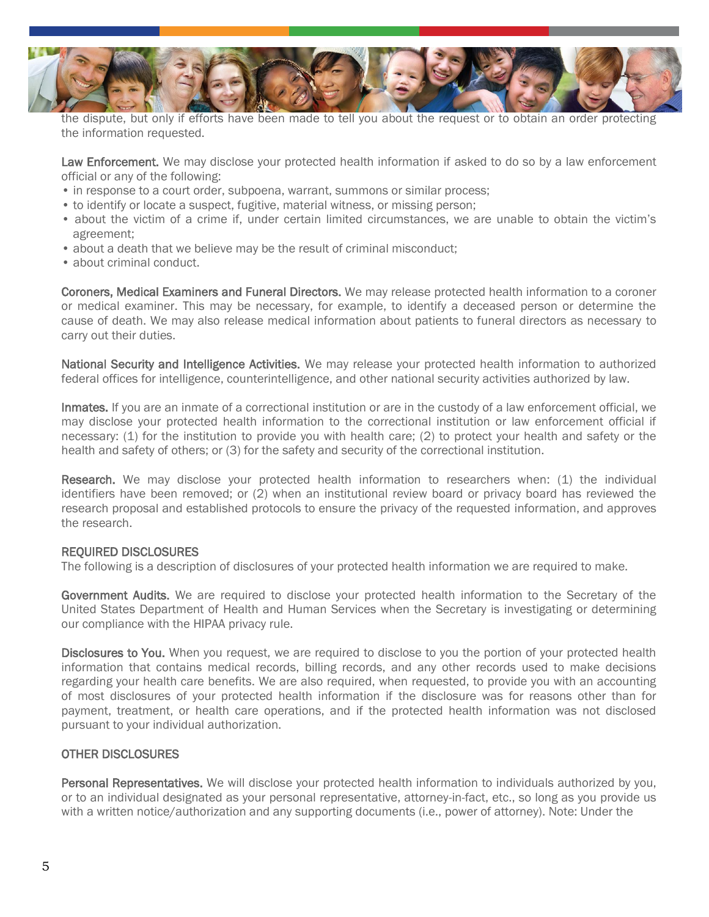the dispute, but only if efforts have been made to tell you about the request or to obtain an order protecting the information requested.

**Law Enforcement.** We may disclose your protected health information if asked to do so by a law enforcement official or any of the following:

- in response to a court order, subpoena, warrant, summons or similar process;
- to identify or locate a suspect, fugitive, material witness, or missing person;
- about the victim of a crime if, under certain limited circumstances, we are unable to obtain the victim's agreement;
- about a death that we believe may be the result of criminal misconduct;
- about criminal conduct.

**Coroners, Medical Examiners and Funeral Directors.** We may release protected health information to a coroner or medical examiner. This may be necessary, for example, to identify a deceased person or determine the cause of death. We may also release medical information about patients to funeral directors as necessary to carry out their duties.

**National Security and Intelligence Activities.** We may release your protected health information to authorized federal offices for intelligence, counterintelligence, and other national security activities authorized by law.

**Inmates.** If you are an inmate of a correctional institution or are in the custody of a law enforcement official, we may disclose your protected health information to the correctional institution or law enforcement official if necessary: (1) for the institution to provide you with health care; (2) to protect your health and safety or the health and safety of others; or (3) for the safety and security of the correctional institution.

**Research.** We may disclose your protected health information to researchers when: (1) the individual identifiers have been removed; or (2) when an institutional review board or privacy board has reviewed the research proposal and established protocols to ensure the privacy of the requested information, and approves the research.

## REQUIRED DISCLOSURES

The following is a description of disclosures of your protected health information we are required to make.

**Government Audits.** We are required to disclose your protected health information to the Secretary of the United States Department of Health and Human Services when the Secretary is investigating or determining our compliance with the HIPAA privacy rule.

**Disclosures to You.** When you request, we are required to disclose to you the portion of your protected health information that contains medical records, billing records, and any other records used to make decisions regarding your health care benefits. We are also required, when requested, to provide you with an accounting of most disclosures of your protected health information if the disclosure was for reasons other than for payment, treatment, or health care operations, and if the protected health information was not disclosed pursuant to your individual authorization.

## OTHER DISCLOSURES

**Personal Representatives.** We will disclose your protected health information to individuals authorized by you, or to an individual designated as your personal representative, attorney-in-fact, etc., so long as you provide us with a written notice/authorization and any supporting documents (i.e., power of attorney). Note: Under the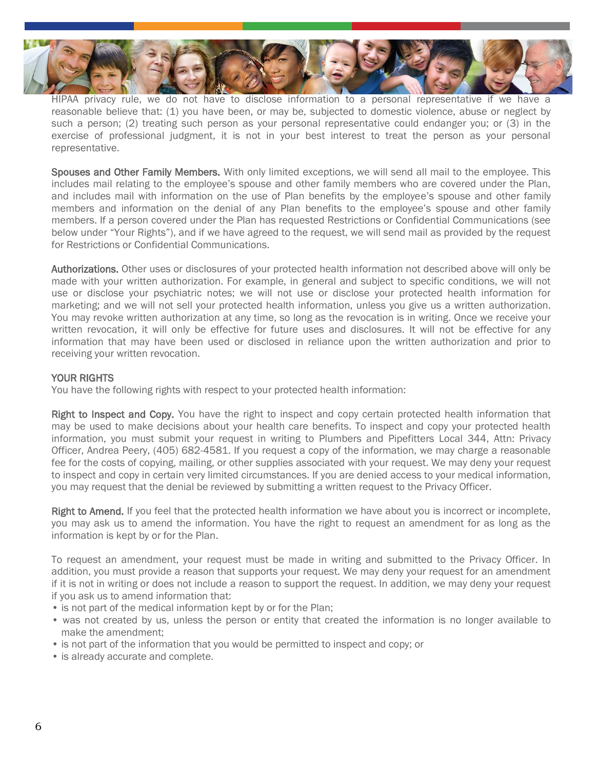HIPAA privacy rule, we do not have to disclose information to a personal representative if we have a reasonable believe that: (1) you have been, or may be, subjected to domestic violence, abuse or neglect by such a person; (2) treating such person as your personal representative could endanger you; or (3) in the exercise of professional judgment, it is not in your best interest to treat the person as your personal representative.

**Spouses and Other Family Members.** With only limited exceptions, we will send all mail to the employee. This includes mail relating to the employee's spouse and other family members who are covered under the Plan, and includes mail with information on the use of Plan benefits by the employee's spouse and other family members and information on the denial of any Plan benefits to the employee's spouse and other family members. If a person covered under the Plan has requested Restrictions or Confidential Communications (see below under "Your Rights"), and if we have agreed to the request, we will send mail as provided by the request for Restrictions or Confidential Communications.

**Authorizations.** Other uses or disclosures of your protected health information not described above will only be made with your written authorization. For example, in general and subject to specific conditions, we will not use or disclose your psychiatric notes; we will not use or disclose your protected health information for marketing; and we will not sell your protected health information, unless you give us a written authorization. You may revoke written authorization at any time, so long as the revocation is in writing. Once we receive your written revocation, it will only be effective for future uses and disclosures. It will not be effective for any information that may have been used or disclosed in reliance upon the written authorization and prior to receiving your written revocation.

## YOUR RIGHTS

You have the following rights with respect to your protected health information:

**Right to Inspect and Copy.** You have the right to inspect and copy certain protected health information that may be used to make decisions about your health care benefits. To inspect and copy your protected health information, you must submit your request in writing to Plumbers and Pipefitters Local 344, Attn: Privacy Officer, Andrea Peery, (405) 682-4581. If you request a copy of the information, we may charge a reasonable fee for the costs of copying, mailing, or other supplies associated with your request. We may deny your request to inspect and copy in certain very limited circumstances. If you are denied access to your medical information, you may request that the denial be reviewed by submitting a written request to the Privacy Officer.

**Right to Amend.** If you feel that the protected health information we have about you is incorrect or incomplete, you may ask us to amend the information. You have the right to request an amendment for as long as the information is kept by or for the Plan.

To request an amendment, your request must be made in writing and submitted to the Privacy Officer. In addition, you must provide a reason that supports your request. We may deny your request for an amendment if it is not in writing or does not include a reason to support the request. In addition, we may deny your request if you ask us to amend information that:

- is not part of the medical information kept by or for the Plan;
- was not created by us, unless the person or entity that created the information is no longer available to make the amendment;
- is not part of the information that you would be permitted to inspect and copy; or
- is already accurate and complete.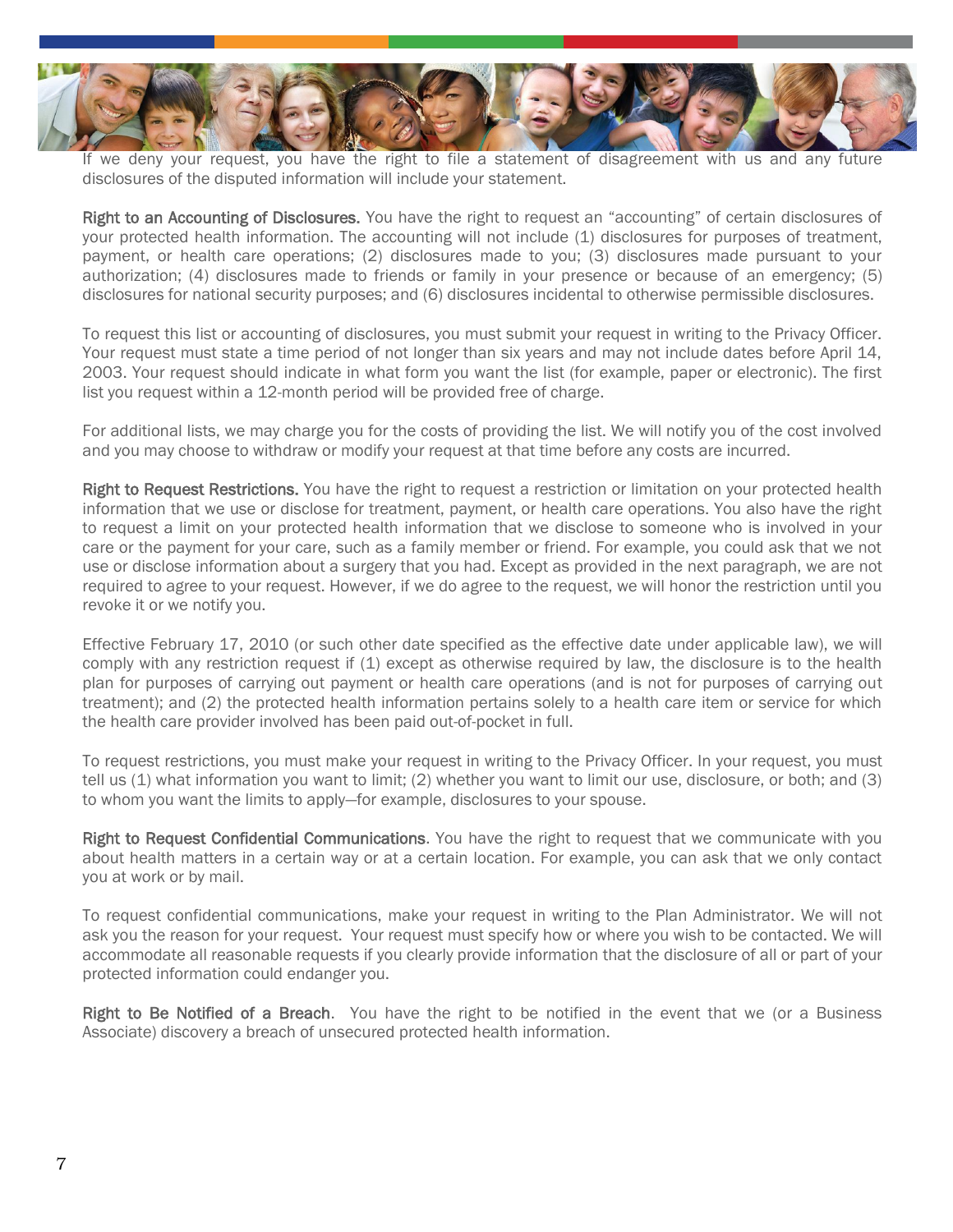If we deny your request, you have the right to file a statement of disagreement with us and any future disclosures of the disputed information will include your statement.

**Right to an Accounting of Disclosures.** You have the right to request an "accounting" of certain disclosures of your protected health information. The accounting will not include (1) disclosures for purposes of treatment, payment, or health care operations; (2) disclosures made to you; (3) disclosures made pursuant to your authorization; (4) disclosures made to friends or family in your presence or because of an emergency; (5) disclosures for national security purposes; and (6) disclosures incidental to otherwise permissible disclosures.

To request this list or accounting of disclosures, you must submit your request in writing to the Privacy Officer. Your request must state a time period of not longer than six years and may not include dates before April 14, 2003. Your request should indicate in what form you want the list (for example, paper or electronic). The first list you request within a 12-month period will be provided free of charge.

For additional lists, we may charge you for the costs of providing the list. We will notify you of the cost involved and you may choose to withdraw or modify your request at that time before any costs are incurred.

**Right to Request Restrictions.** You have the right to request a restriction or limitation on your protected health information that we use or disclose for treatment, payment, or health care operations. You also have the right to request a limit on your protected health information that we disclose to someone who is involved in your care or the payment for your care, such as a family member or friend. For example, you could ask that we not use or disclose information about a surgery that you had. Except as provided in the next paragraph, we are not required to agree to your request. However, if we do agree to the request, we will honor the restriction until you revoke it or we notify you.

Effective February 17, 2010 (or such other date specified as the effective date under applicable law), we will comply with any restriction request if (1) except as otherwise required by law, the disclosure is to the health plan for purposes of carrying out payment or health care operations (and is not for purposes of carrying out treatment); and (2) the protected health information pertains solely to a health care item or service for which the health care provider involved has been paid out-of-pocket in full.

To request restrictions, you must make your request in writing to the Privacy Officer. In your request, you must tell us (1) what information you want to limit; (2) whether you want to limit our use, disclosure, or both; and (3) to whom you want the limits to apply—for example, disclosures to your spouse.

**Right to Request Confidential Communications**. You have the right to request that we communicate with you about health matters in a certain way or at a certain location. For example, you can ask that we only contact you at work or by mail.

To request confidential communications, make your request in writing to the Plan Administrator. We will not ask you the reason for your request. Your request must specify how or where you wish to be contacted. We will accommodate all reasonable requests if you clearly provide information that the disclosure of all or part of your protected information could endanger you.

**Right to Be Notified of a Breach**. You have the right to be notified in the event that we (or a Business Associate) discovery a breach of unsecured protected health information.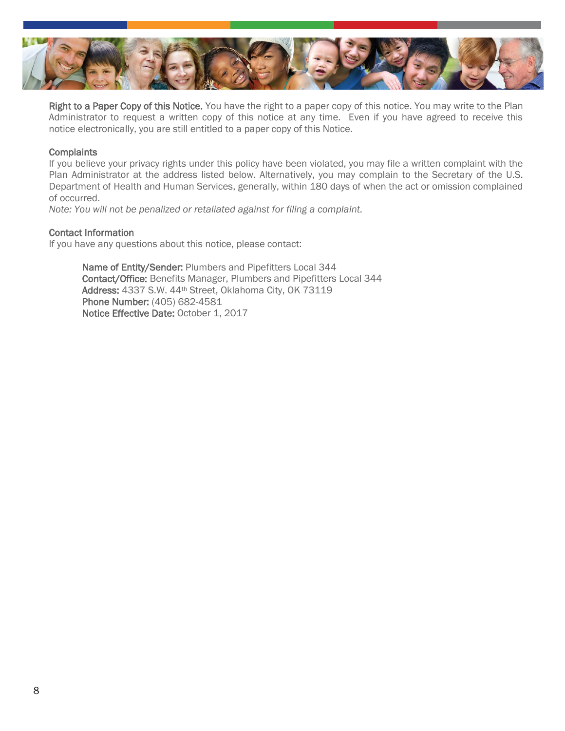**Right to a Paper Copy of this Notice.** You have the right to a paper copy of this notice. You may write to the Plan Administrator to request a written copy of this notice at any time. Even if you have agreed to receive this notice electronically, you are still entitled to a paper copy of this Notice.

## Complaints

If you believe your privacy rights under this policy have been violated, you may file a written complaint with the Plan Administrator at the address listed below. Alternatively, you may complain to the Secretary of the U.S. Department of Health and Human Services, generally, within 180 days of when the act or omission complained of occurred.

*Note: You will not be penalized or retaliated against for filing a complaint.*

## Contact Information

If you have any questions about this notice, please contact:

> **Name of Entity/Sender:** Plumbers and Pipefitters Local 344
> **Contact/Office:** Benefits Manager, Plumbers and Pipefitters Local 344
> **Address:** 4337 S.W. 44th Street, Oklahoma City, OK 73119
> **Phone Number:** (405) 682-4581
> **Notice Effective Date:** October 1, 2017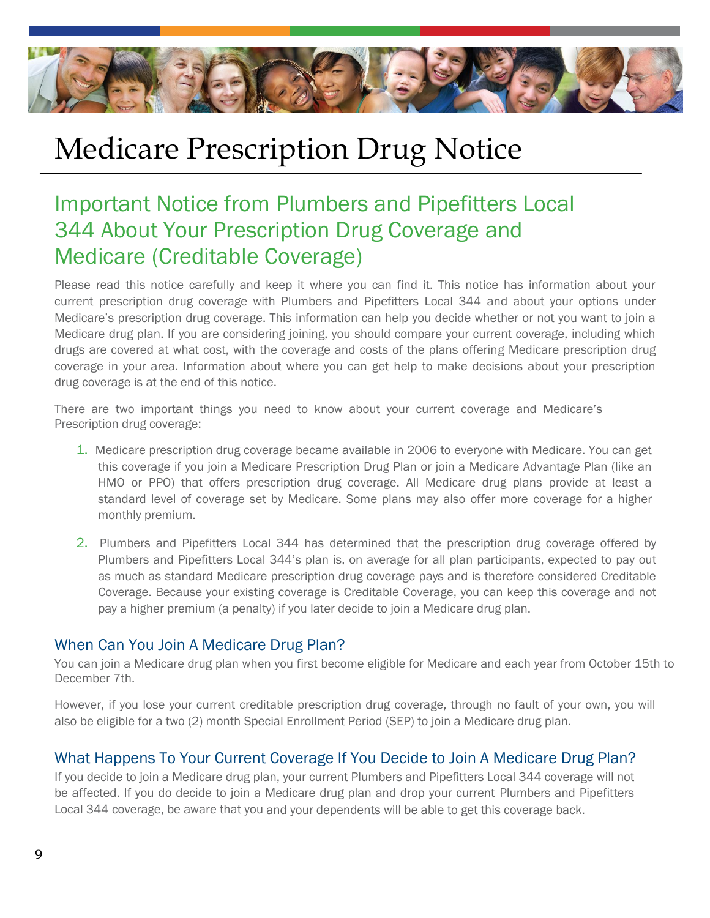# Medicare Prescription Drug Notice

## Important Notice from Plumbers and Pipefitters Local 344 About Your Prescription Drug Coverage and Medicare (Creditable Coverage)

Please read this notice carefully and keep it where you can find it. This notice has information about your current prescription drug coverage with Plumbers and Pipefitters Local 344 and about your options under Medicare's prescription drug coverage. This information can help you decide whether or not you want to join a Medicare drug plan. If you are considering joining, you should compare your current coverage, including which drugs are covered at what cost, with the coverage and costs of the plans offering Medicare prescription drug coverage in your area. Information about where you can get help to make decisions about your prescription drug coverage is at the end of this notice.

There are two important things you need to know about your current coverage and Medicare's Prescription drug coverage:

1. Medicare prescription drug coverage became available in 2006 to everyone with Medicare. You can get this coverage if you join a Medicare Prescription Drug Plan or join a Medicare Advantage Plan (like an HMO or PPO) that offers prescription drug coverage. All Medicare drug plans provide at least a standard level of coverage set by Medicare. Some plans may also offer more coverage for a higher monthly premium.

2. Plumbers and Pipefitters Local 344 has determined that the prescription drug coverage offered by Plumbers and Pipefitters Local 344's plan is, on average for all plan participants, expected to pay out as much as standard Medicare prescription drug coverage pays and is therefore considered Creditable Coverage. Because your existing coverage is Creditable Coverage, you can keep this coverage and not pay a higher premium (a penalty) if you later decide to join a Medicare drug plan.

### When Can You Join A Medicare Drug Plan?

You can join a Medicare drug plan when you first become eligible for Medicare and each year from October 15th to December 7th.

However, if you lose your current creditable prescription drug coverage, through no fault of your own, you will also be eligible for a two (2) month Special Enrollment Period (SEP) to join a Medicare drug plan.

### What Happens To Your Current Coverage If You Decide to Join A Medicare Drug Plan?

If you decide to join a Medicare drug plan, your current Plumbers and Pipefitters Local 344 coverage will not be affected. If you do decide to join a Medicare drug plan and drop your current Plumbers and Pipefitters Local 344 coverage, be aware that you and your dependents will be able to get this coverage back.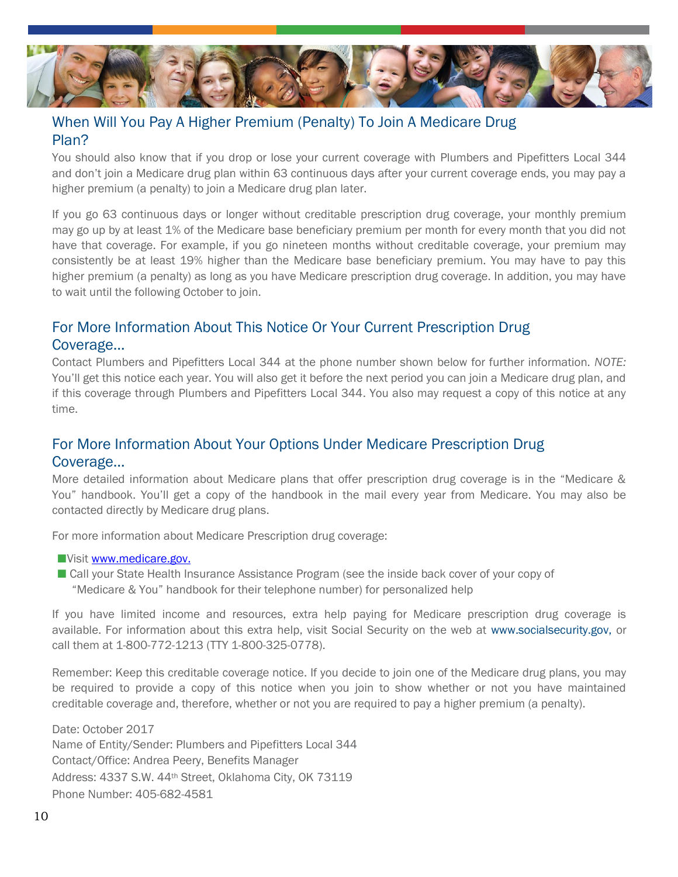## When Will You Pay A Higher Premium (Penalty) To Join A Medicare Drug Plan?

You should also know that if you drop or lose your current coverage with Plumbers and Pipefitters Local 344 and don't join a Medicare drug plan within 63 continuous days after your current coverage ends, you may pay a higher premium (a penalty) to join a Medicare drug plan later.

If you go 63 continuous days or longer without creditable prescription drug coverage, your monthly premium may go up by at least 1% of the Medicare base beneficiary premium per month for every month that you did not have that coverage. For example, if you go nineteen months without creditable coverage, your premium may consistently be at least 19% higher than the Medicare base beneficiary premium. You may have to pay this higher premium (a penalty) as long as you have Medicare prescription drug coverage. In addition, you may have to wait until the following October to join.

## For More Information About This Notice Or Your Current Prescription Drug Coverage...

Contact Plumbers and Pipefitters Local 344 at the phone number shown below for further information. *NOTE:* You'll get this notice each year. You will also get it before the next period you can join a Medicare drug plan, and if this coverage through Plumbers and Pipefitters Local 344. You also may request a copy of this notice at any time.

## For More Information About Your Options Under Medicare Prescription Drug Coverage...

More detailed information about Medicare plans that offer prescription drug coverage is in the "Medicare & You" handbook. You'll get a copy of the handbook in the mail every year from Medicare. You may also be contacted directly by Medicare drug plans.

For more information about Medicare Prescription drug coverage:

- Visit www.medicare.gov.
- Call your State Health Insurance Assistance Program (see the inside back cover of your copy of "Medicare & You" handbook for their telephone number) for personalized help

If you have limited income and resources, extra help paying for Medicare prescription drug coverage is available. For information about this extra help, visit Social Security on the web at www.socialsecurity.gov, or call them at 1-800-772-1213 (TTY 1-800-325-0778).

Remember: Keep this creditable coverage notice. If you decide to join one of the Medicare drug plans, you may be required to provide a copy of this notice when you join to show whether or not you have maintained creditable coverage and, therefore, whether or not you are required to pay a higher premium (a penalty).

Date: October 2017
Name of Entity/Sender: Plumbers and Pipefitters Local 344
Contact/Office: Andrea Peery, Benefits Manager
Address: 4337 S.W. 44th Street, Oklahoma City, OK 73119
Phone Number: 405-682-4581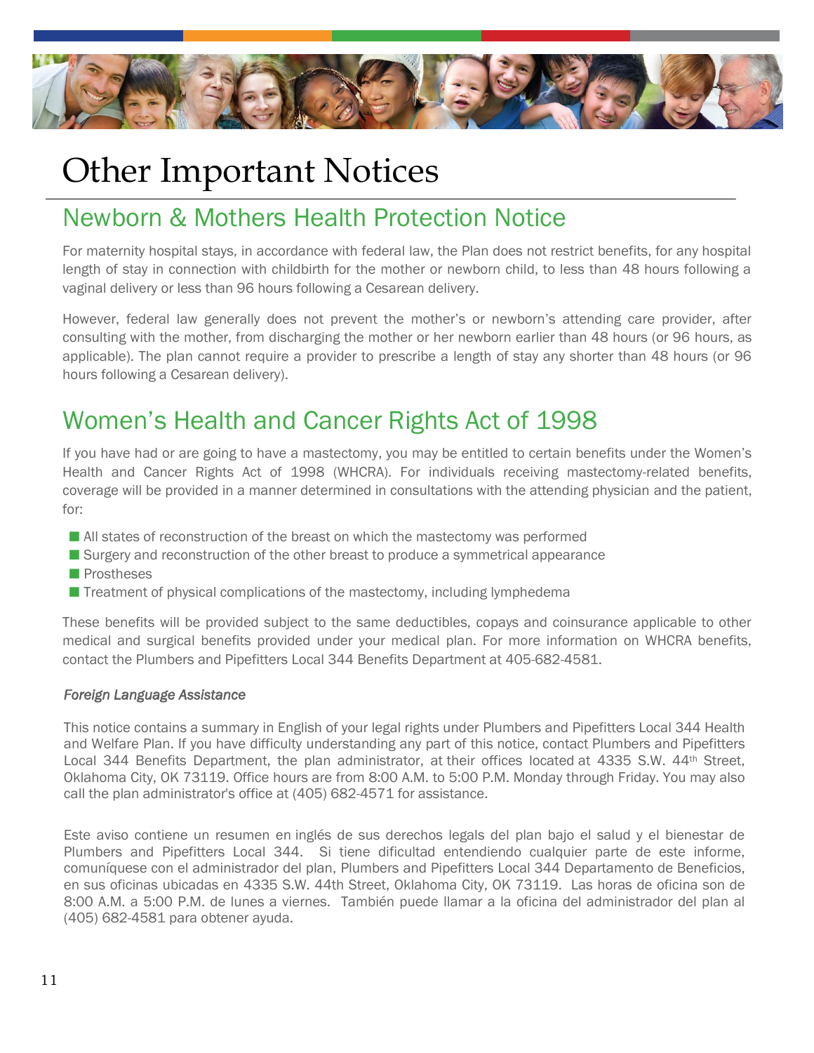# Other Important Notices

## Newborn & Mothers Health Protection Notice

For maternity hospital stays, in accordance with federal law, the Plan does not restrict benefits, for any hospital length of stay in connection with childbirth for the mother or newborn child, to less than 48 hours following a vaginal delivery or less than 96 hours following a Cesarean delivery.

However, federal law generally does not prevent the mother's or newborn's attending care provider, after consulting with the mother, from discharging the mother or her newborn earlier than 48 hours (or 96 hours, as applicable). The plan cannot require a provider to prescribe a length of stay any shorter than 48 hours (or 96 hours following a Cesarean delivery).

## Women's Health and Cancer Rights Act of 1998

If you have had or are going to have a mastectomy, you may be entitled to certain benefits under the Women's Health and Cancer Rights Act of 1998 (WHCRA). For individuals receiving mastectomy-related benefits, coverage will be provided in a manner determined in consultations with the attending physician and the patient, for:

- All states of reconstruction of the breast on which the mastectomy was performed
- Surgery and reconstruction of the other breast to produce a symmetrical appearance
- Prostheses
- Treatment of physical complications of the mastectomy, including lymphedema

These benefits will be provided subject to the same deductibles, copays and coinsurance applicable to other medical and surgical benefits provided under your medical plan. For more information on WHCRA benefits, contact the Plumbers and Pipefitters Local 344 Benefits Department at 405-682-4581.

*Foreign Language Assistance*

This notice contains a summary in English of your legal rights under Plumbers and Pipefitters Local 344 Health and Welfare Plan. If you have difficulty understanding any part of this notice, contact Plumbers and Pipefitters Local 344 Benefits Department, the plan administrator, at their offices located at 4335 S.W. 44th Street, Oklahoma City, OK 73119. Office hours are from 8:00 A.M. to 5:00 P.M. Monday through Friday. You may also call the plan administrator's office at (405) 682-4571 for assistance.

Este aviso contiene un resumen en inglés de sus derechos legals del plan bajo el salud y el bienestar de Plumbers and Pipefitters Local 344. Si tiene dificultad entendiendo cualquier parte de este informe, comuníquese con el administrador del plan, Plumbers and Pipefitters Local 344 Departamento de Beneficios, en sus oficinas ubicadas en 4335 S.W. 44th Street, Oklahoma City, OK 73119. Las horas de oficina son de 8:00 A.M. a 5:00 P.M. de lunes a viernes. También puede llamar a la oficina del administrador del plan al (405) 682-4581 para obtener ayuda.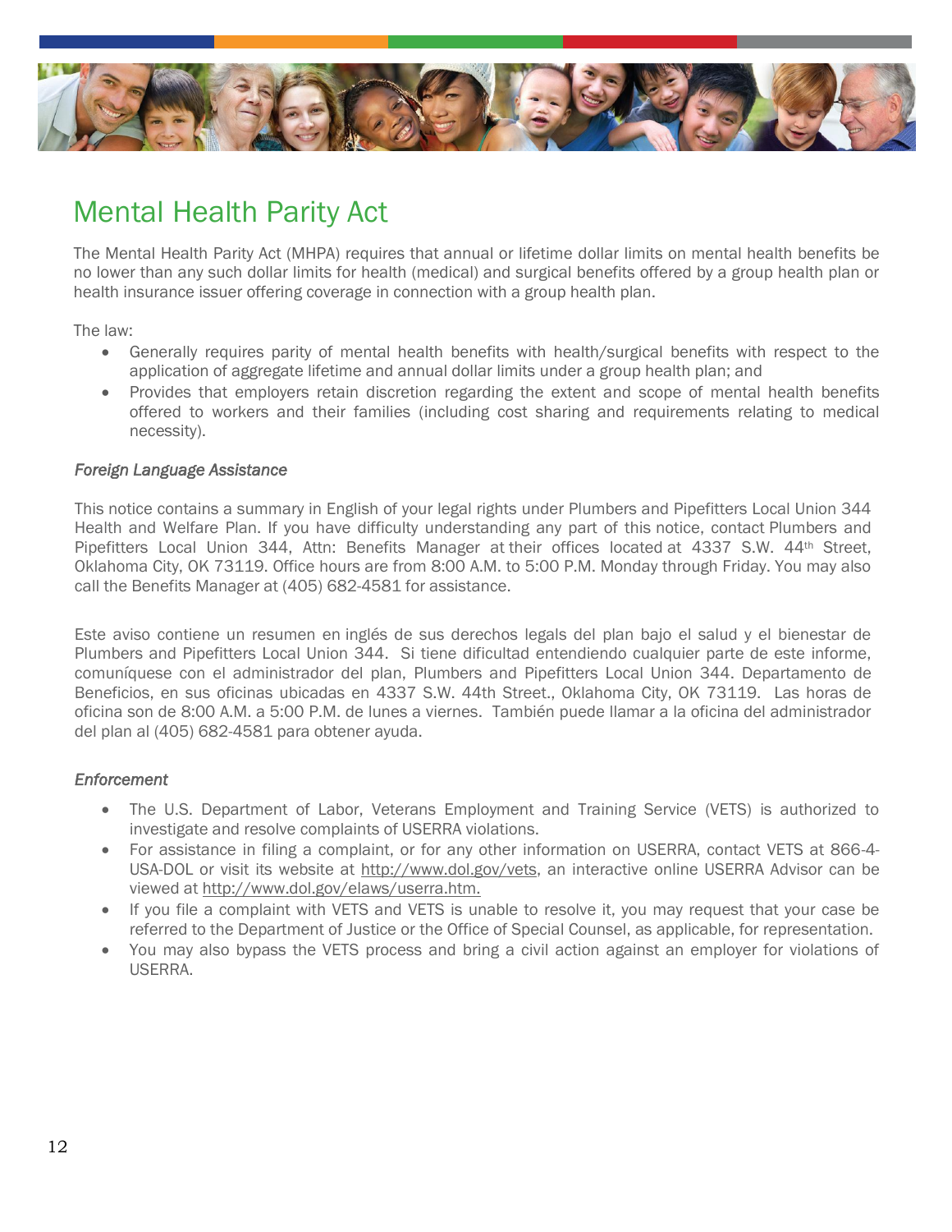# Mental Health Parity Act

The Mental Health Parity Act (MHPA) requires that annual or lifetime dollar limits on mental health benefits be no lower than any such dollar limits for health (medical) and surgical benefits offered by a group health plan or health insurance issuer offering coverage in connection with a group health plan.

The law:

- Generally requires parity of mental health benefits with health/surgical benefits with respect to the application of aggregate lifetime and annual dollar limits under a group health plan; and
- Provides that employers retain discretion regarding the extent and scope of mental health benefits offered to workers and their families (including cost sharing and requirements relating to medical necessity).

*Foreign Language Assistance*

This notice contains a summary in English of your legal rights under Plumbers and Pipefitters Local Union 344 Health and Welfare Plan. If you have difficulty understanding any part of this notice, contact Plumbers and Pipefitters Local Union 344, Attn: Benefits Manager at their offices located at 4337 S.W. 44th Street, Oklahoma City, OK 73119. Office hours are from 8:00 A.M. to 5:00 P.M. Monday through Friday. You may also call the Benefits Manager at (405) 682-4581 for assistance.

Este aviso contiene un resumen en inglés de sus derechos legals del plan bajo el salud y el bienestar de Plumbers and Pipefitters Local Union 344. Si tiene dificultad entendiendo cualquier parte de este informe, comuníquese con el administrador del plan, Plumbers and Pipefitters Local Union 344. Departamento de Beneficios, en sus oficinas ubicadas en 4337 S.W. 44th Street., Oklahoma City, OK 73119. Las horas de oficina son de 8:00 A.M. a 5:00 P.M. de lunes a viernes. También puede llamar a la oficina del administrador del plan al (405) 682-4581 para obtener ayuda.

*Enforcement*

- The U.S. Department of Labor, Veterans Employment and Training Service (VETS) is authorized to investigate and resolve complaints of USERRA violations.
- For assistance in filing a complaint, or for any other information on USERRA, contact VETS at 866-4-USA-DOL or visit its website at http://www.dol.gov/vets, an interactive online USERRA Advisor can be viewed at http://www.dol.gov/elaws/userra.htm.
- If you file a complaint with VETS and VETS is unable to resolve it, you may request that your case be referred to the Department of Justice or the Office of Special Counsel, as applicable, for representation.
- You may also bypass the VETS process and bring a civil action against an employer for violations of USERRA.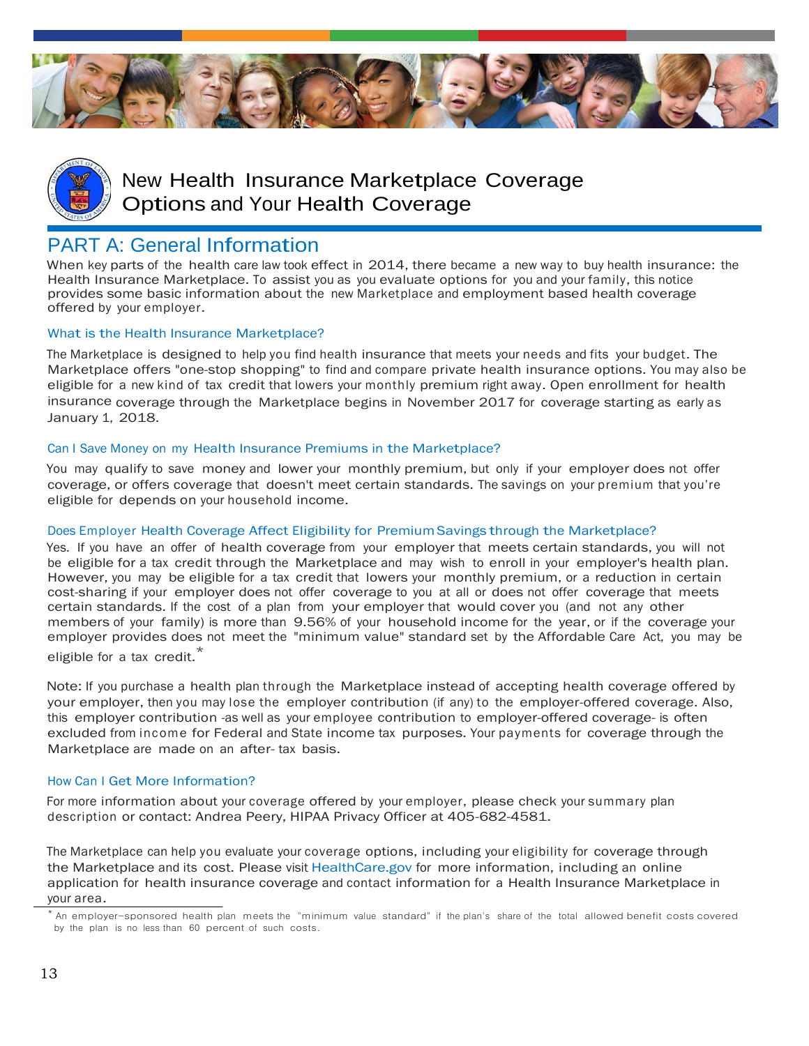# New Health Insurance Marketplace Coverage Options and Your Health Coverage

## PART A: General Information

When key parts of the health care law took effect in 2014, there became a new way to buy health insurance: the Health Insurance Marketplace. To assist you as you evaluate options for you and your family, this notice provides some basic information about the new Marketplace and employment based health coverage offered by your employer.

### What is the Health Insurance Marketplace?

The Marketplace is designed to help you find health insurance that meets your needs and fits your budget. The Marketplace offers "one-stop shopping" to find and compare private health insurance options. You may also be eligible for a new kind of tax credit that lowers your monthly premium right away. Open enrollment for health insurance coverage through the Marketplace begins in November 2017 for coverage starting as early as January 1, 2018.

### Can I Save Money on my Health Insurance Premiums in the Marketplace?

You may qualify to save money and lower your monthly premium, but only if your employer does not offer coverage, or offers coverage that doesn't meet certain standards. The savings on your premium that you're eligible for depends on your household income.

### Does Employer Health Coverage Affect Eligibility for Premium Savings through the Marketplace?

Yes. If you have an offer of health coverage from your employer that meets certain standards, you will not be eligible for a tax credit through the Marketplace and may wish to enroll in your employer's health plan. However, you may be eligible for a tax credit that lowers your monthly premium, or a reduction in certain cost-sharing if your employer does not offer coverage to you at all or does not offer coverage that meets certain standards. If the cost of a plan from your employer that would cover you (and not any other members of your family) is more than 9.56% of your household income for the year, or if the coverage your employer provides does not meet the "minimum value" standard set by the Affordable Care Act, you may be eligible for a tax credit.*

Note: If you purchase a health plan through the Marketplace instead of accepting health coverage offered by your employer, then you may lose the employer contribution (if any) to the employer-offered coverage. Also, this employer contribution -as well as your employee contribution to employer-offered coverage- is often excluded from income for Federal and State income tax purposes. Your payments for coverage through the Marketplace are made on an after- tax basis.

### How Can I Get More Information?

For more information about your coverage offered by your employer, please check your summary plan description or contact: Andrea Peery, HIPAA Privacy Officer at 405-682-4581.

The Marketplace can help you evaluate your coverage options, including your eligibility for coverage through the Marketplace and its cost. Please visit HealthCare.gov for more information, including an online application for health insurance coverage and contact information for a Health Insurance Marketplace in your area.

* An employer-sponsored health plan meets the "minimum value standard" if the plan's share of the total allowed benefit costs covered by the plan is no less than 60 percent of such costs.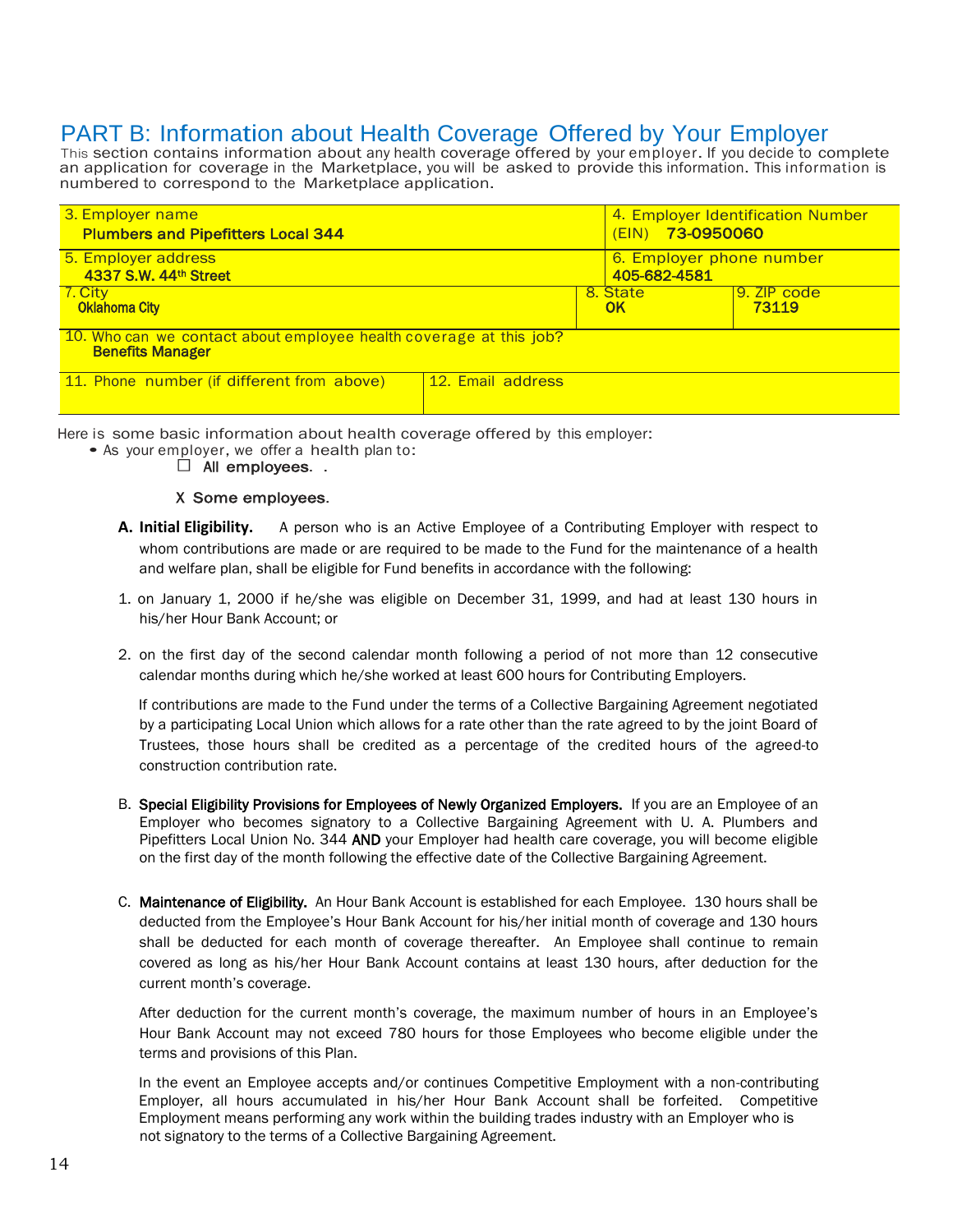## PART B: Information about Health Coverage Offered by Your Employer

This section contains information about any health coverage offered by your employer. If you decide to complete an application for coverage in the Marketplace, you will be asked to provide this information. This information is numbered to correspond to the Marketplace application.

| 3. Employer name<br>**Plumbers and Pipefitters Local 344** | | 4. Employer Identification Number (EIN) **73-0950060** |
|---|---|---|
| 5. Employer address<br>**4337 S.W. 44th Street** | | 6. Employer phone number<br>**405-682-4581** |
| 7. City<br>**Oklahoma City** | 8. State<br>**OK** | 9. ZIP code<br>**73119** |
| 10. Who can we contact about employee health coverage at this job?<br>**Benefits Manager** | | |
| 11. Phone number (if different from above) | 12. Email address | |

Here is some basic information about health coverage offered by this employer:

- As your employer, we offer a health plan to:
  - ☐ **All employees.** .
  - X **Some employees.**

**A. Initial Eligibility.** A person who is an Active Employee of a Contributing Employer with respect to whom contributions are made or are required to be made to the Fund for the maintenance of a health and welfare plan, shall be eligible for Fund benefits in accordance with the following:

1. on January 1, 2000 if he/she was eligible on December 31, 1999, and had at least 130 hours in his/her Hour Bank Account; or

2. on the first day of the second calendar month following a period of not more than 12 consecutive calendar months during which he/she worked at least 600 hours for Contributing Employers.

If contributions are made to the Fund under the terms of a Collective Bargaining Agreement negotiated by a participating Local Union which allows for a rate other than the rate agreed to by the joint Board of Trustees, those hours shall be credited as a percentage of the credited hours of the agreed-to construction contribution rate.

B. **Special Eligibility Provisions for Employees of Newly Organized Employers.** If you are an Employee of an Employer who becomes signatory to a Collective Bargaining Agreement with U. A. Plumbers and Pipefitters Local Union No. 344 **AND** your Employer had health care coverage, you will become eligible on the first day of the month following the effective date of the Collective Bargaining Agreement.

C. **Maintenance of Eligibility.** An Hour Bank Account is established for each Employee. 130 hours shall be deducted from the Employee's Hour Bank Account for his/her initial month of coverage and 130 hours shall be deducted for each month of coverage thereafter. An Employee shall continue to remain covered as long as his/her Hour Bank Account contains at least 130 hours, after deduction for the current month's coverage.

After deduction for the current month's coverage, the maximum number of hours in an Employee's Hour Bank Account may not exceed 780 hours for those Employees who become eligible under the terms and provisions of this Plan.

In the event an Employee accepts and/or continues Competitive Employment with a non-contributing Employer, all hours accumulated in his/her Hour Bank Account shall be forfeited. Competitive Employment means performing any work within the building trades industry with an Employer who is not signatory to the terms of a Collective Bargaining Agreement.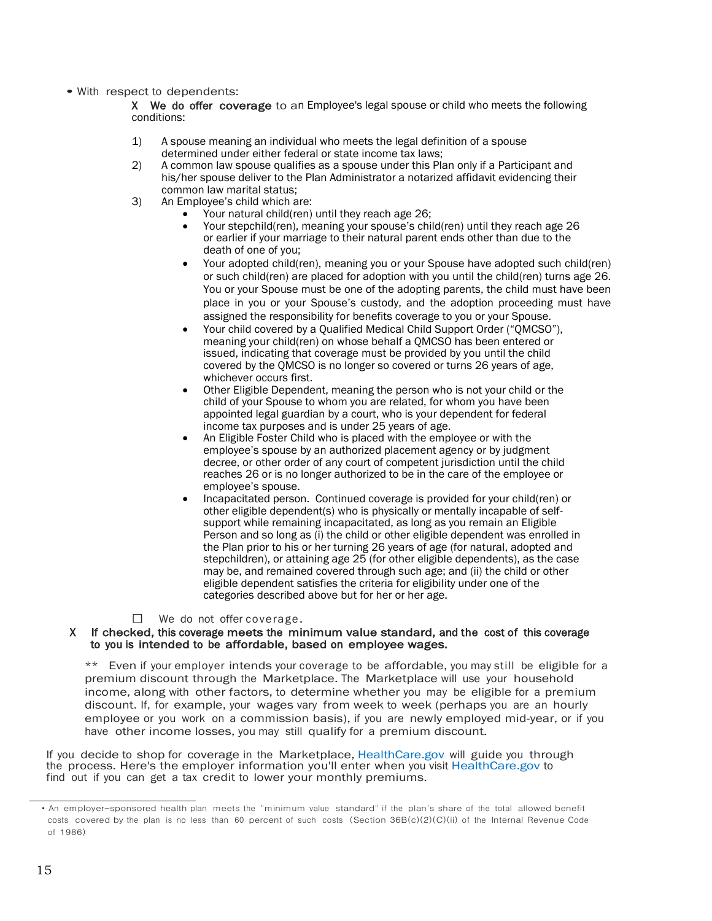- With respect to dependents:

  X **We do offer coverage** to an Employee's legal spouse or child who meets the following conditions:

  1) A spouse meaning an individual who meets the legal definition of a spouse determined under either federal or state income tax laws;
  2) A common law spouse qualifies as a spouse under this Plan only if a Participant and his/her spouse deliver to the Plan Administrator a notarized affidavit evidencing their common law marital status;
  3) An Employee's child which are:
     - Your natural child(ren) until they reach age 26;
     - Your stepchild(ren), meaning your spouse's child(ren) until they reach age 26 or earlier if your marriage to their natural parent ends other than due to the death of one of you;
     - Your adopted child(ren), meaning you or your Spouse have adopted such child(ren) or such child(ren) are placed for adoption with you until the child(ren) turns age 26. You or your Spouse must be one of the adopting parents, the child must have been place in you or your Spouse's custody, and the adoption proceeding must have assigned the responsibility for benefits coverage to you or your Spouse.
     - Your child covered by a Qualified Medical Child Support Order ("QMCSO"), meaning your child(ren) on whose behalf a QMCSO has been entered or issued, indicating that coverage must be provided by you until the child covered by the QMCSO is no longer so covered or turns 26 years of age, whichever occurs first.
     - Other Eligible Dependent, meaning the person who is not your child or the child of your Spouse to whom you are related, for whom you have been appointed legal guardian by a court, who is your dependent for federal income tax purposes and is under 25 years of age.
     - An Eligible Foster Child who is placed with the employee or with the employee's spouse by an authorized placement agency or by judgment decree, or other order of any court of competent jurisdiction until the child reaches 26 or is no longer authorized to be in the care of the employee or employee's spouse.
     - Incapacitated person. Continued coverage is provided for your child(ren) or other eligible dependent(s) who is physically or mentally incapable of self-support while remaining incapacitated, as long as you remain an Eligible Person and so long as (i) the child or other eligible dependent was enrolled in the Plan prior to his or her turning 26 years of age (for natural, adopted and stepchildren), or attaining age 25 (for other eligible dependents), as the case may be, and remained covered through such age; and (ii) the child or other eligible dependent satisfies the criteria for eligibility under one of the categories described above but for her or her age.

  ☐ We do not offer coverage.

X **If checked, this coverage meets the minimum value standard, and the cost of this coverage to you is intended to be affordable, based on employee wages.**

** Even if your employer intends your coverage to be affordable, you may still be eligible for a premium discount through the Marketplace. The Marketplace will use your household income, along with other factors, to determine whether you may be eligible for a premium discount. If, for example, your wages vary from week to week (perhaps you are an hourly employee or you work on a commission basis), if you are newly employed mid-year, or if you have other income losses, you may still qualify for a premium discount.

If you decide to shop for coverage in the Marketplace, HealthCare.gov will guide you through the process. Here's the employer information you'll enter when you visit HealthCare.gov to find out if you can get a tax credit to lower your monthly premiums.

---

• An employer-sponsored health plan meets the "minimum value standard" if the plan's share of the total allowed benefit costs covered by the plan is no less than 60 percent of such costs (Section 36B(c)(2)(C)(ii) of the Internal Revenue Code of 1986)